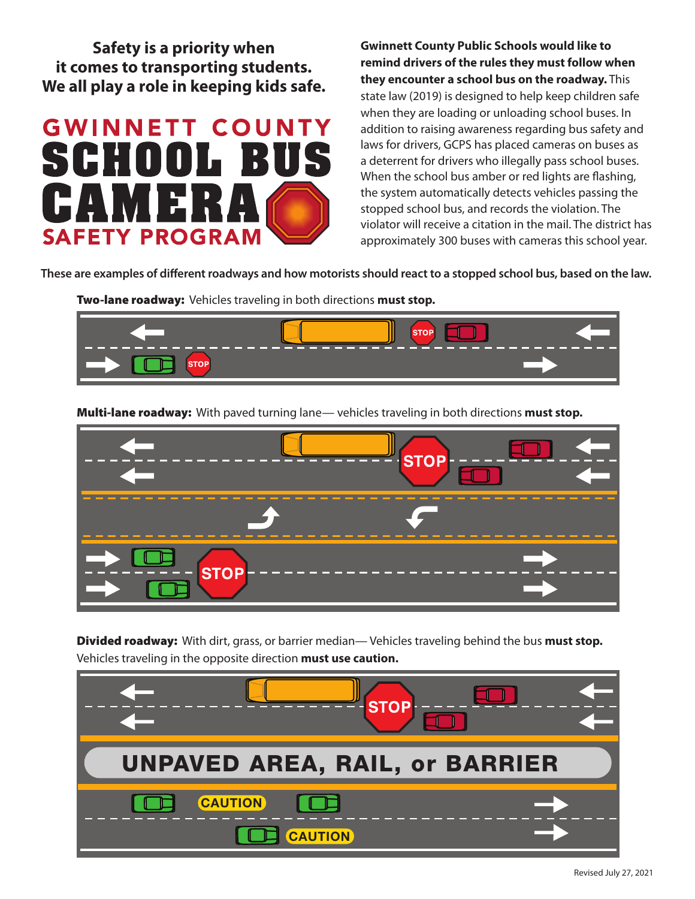**Safety is a priority when it comes to transporting students. We all play a role in keeping kids safe.**

# GWINNETT COUNTY SCHOOL BUS CAMERA SAFETY PROGRAM

**Gwinnett County Public Schools would like to remind drivers of the rules they must follow when they encounter a school bus on the roadway.** This state law (2019) is designed to help keep children safe when they are loading or unloading school buses. In addition to raising awareness regarding bus safety and laws for drivers, GCPS has placed cameras on buses as a deterrent for drivers who illegally pass school buses. When the school bus amber or red lights are flashing, the system automatically detects vehicles passing the stopped school bus, and records the violation. The violator will receive a citation in the mail. The district has approximately 300 buses with cameras this school year.

**These are examples of different roadways and how motorists should react to a stopped school bus, based on the law.**

**Two-lane roadway:** Vehicles traveling in both directions **must stop.**

STOP STOP

**Multi-lane roadway:** With paved turning lane— vehicles traveling in both directions **must stop.**

STOP STOP

**Divided roadway:** With dirt, grass, or barrier median— Vehicles traveling behind the bus **must stop.** Vehicles traveling in the opposite direction **must use caution.**

STOP

UNPAVED AREA, RAIL, or BARRIER

CAUTION CAUTION

Revised July 27, 2021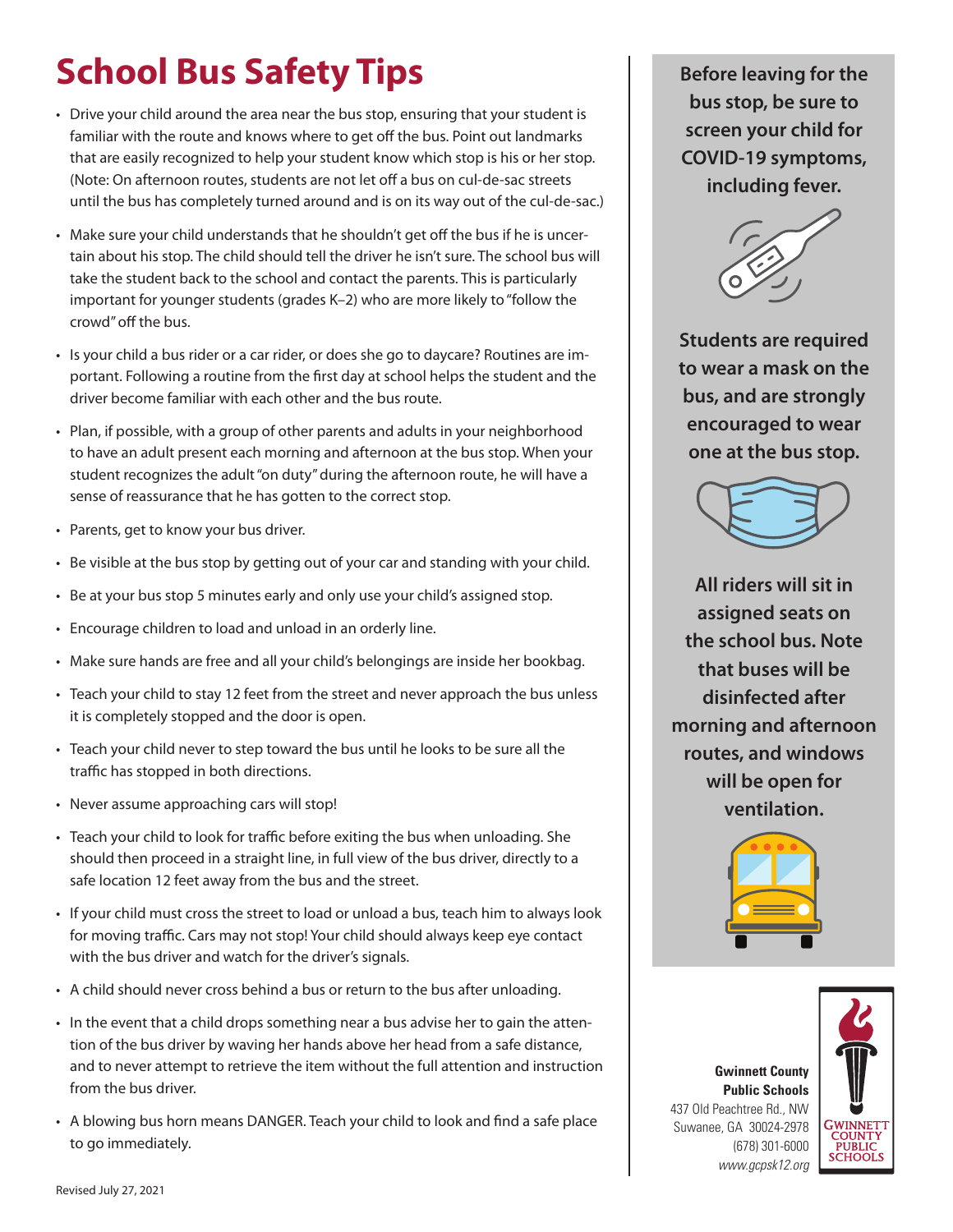# School Bus Safety Tips

- Drive your child around the area near the bus stop, ensuring that your student is familiar with the route and knows where to get off the bus. Point out landmarks that are easily recognized to help your student know which stop is his or her stop. (Note: On afternoon routes, students are not let off a bus on cul-de-sac streets until the bus has completely turned around and is on its way out of the cul-de-sac.)
- Make sure your child understands that he shouldn't get off the bus if he is uncertain about his stop. The child should tell the driver he isn't sure. The school bus will take the student back to the school and contact the parents. This is particularly important for younger students (grades K–2) who are more likely to "follow the crowd" off the bus.
- Is your child a bus rider or a car rider, or does she go to daycare? Routines are important. Following a routine from the first day at school helps the student and the driver become familiar with each other and the bus route.
- Plan, if possible, with a group of other parents and adults in your neighborhood to have an adult present each morning and afternoon at the bus stop. When your student recognizes the adult "on duty" during the afternoon route, he will have a sense of reassurance that he has gotten to the correct stop.
- Parents, get to know your bus driver.
- Be visible at the bus stop by getting out of your car and standing with your child.
- Be at your bus stop 5 minutes early and only use your child's assigned stop.
- Encourage children to load and unload in an orderly line.
- Make sure hands are free and all your child's belongings are inside her bookbag.
- Teach your child to stay 12 feet from the street and never approach the bus unless it is completely stopped and the door is open.
- Teach your child never to step toward the bus until he looks to be sure all the traffic has stopped in both directions.
- Never assume approaching cars will stop!
- Teach your child to look for traffic before exiting the bus when unloading. She should then proceed in a straight line, in full view of the bus driver, directly to a safe location 12 feet away from the bus and the street.
- If your child must cross the street to load or unload a bus, teach him to always look for moving traffic. Cars may not stop! Your child should always keep eye contact with the bus driver and watch for the driver's signals.
- A child should never cross behind a bus or return to the bus after unloading.
- In the event that a child drops something near a bus advise her to gain the attention of the bus driver by waving her hands above her head from a safe distance, and to never attempt to retrieve the item without the full attention and instruction from the bus driver.
- A blowing bus horn means DANGER. Teach your child to look and find a safe place to go immediately.

**Before leaving for the bus stop, be sure to screen your child for COVID-19 symptoms, including fever.**

**Students are required to wear a mask on the bus, and are strongly encouraged to wear one at the bus stop.**

**All riders will sit in assigned seats on the school bus. Note that buses will be disinfected after morning and afternoon routes, and windows will be open for ventilation.**

**Gwinnett County Public Schools**
437 Old Peachtree Rd., NW
Suwanee, GA 30024-2978
(678) 301-6000
*www.gcpsk12.org*

GWINNETT COUNTY PUBLIC SCHOOLS

Revised July 27, 2021